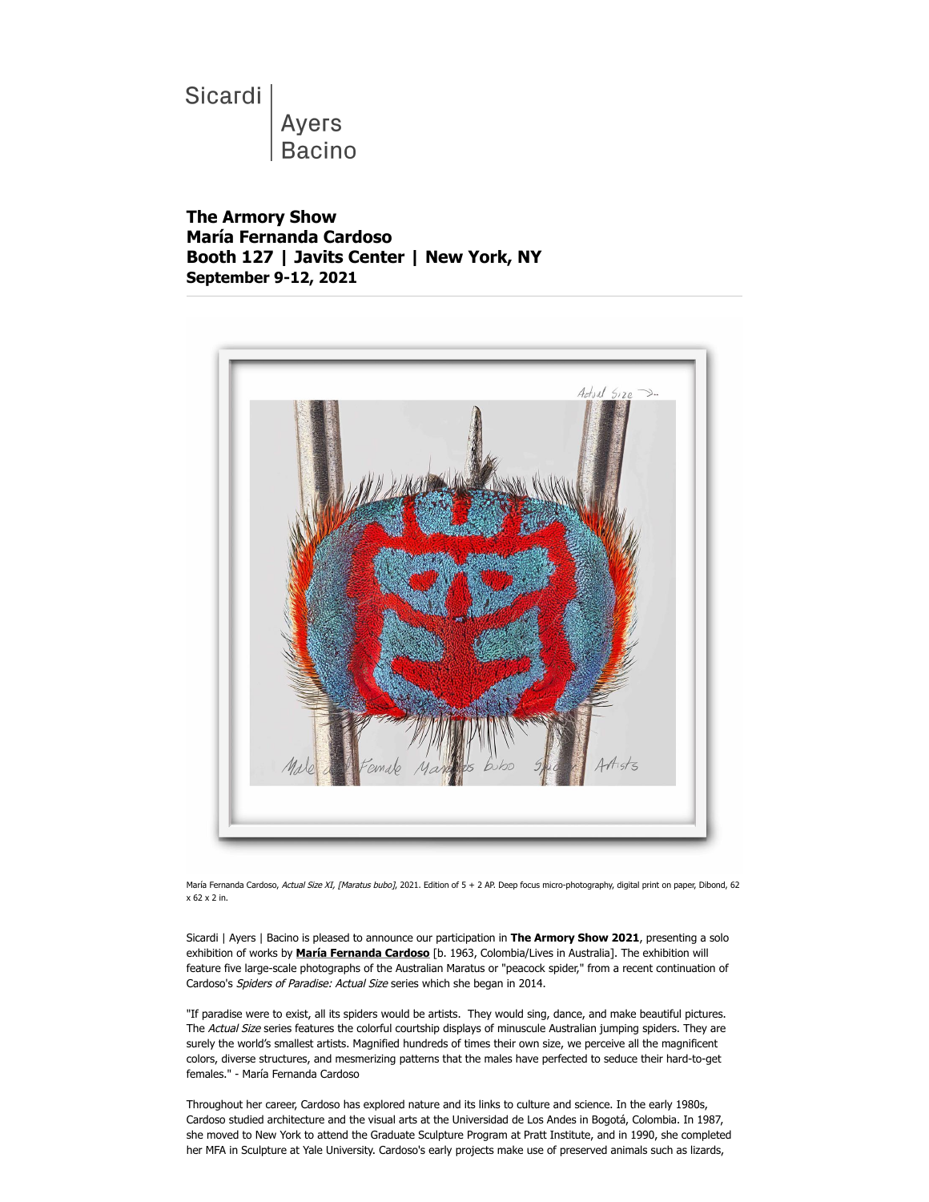Sicardi | Ayers Bacino

**The Armory Show**
**María Fernanda Cardoso**
**Booth 127 | Javits Center | New York, NY**
**September 9-12, 2021**

María Fernanda Cardoso, *Actual Size XI, [Maratus bubo]*, 2021. Edition of 5 + 2 AP. Deep focus micro-photography, digital print on paper, Dibond, 62 x 62 x 2 in.

Sicardi | Ayers | Bacino is pleased to announce our participation in **The Armory Show 2021**, presenting a solo exhibition of works by **María Fernanda Cardoso** [b. 1963, Colombia/Lives in Australia]. The exhibition will feature five large-scale photographs of the Australian Maratus or "peacock spider," from a recent continuation of Cardoso's *Spiders of Paradise: Actual Size* series which she began in 2014.

"If paradise were to exist, all its spiders would be artists. They would sing, dance, and make beautiful pictures. The *Actual Size* series features the colorful courtship displays of minuscule Australian jumping spiders. They are surely the world's smallest artists. Magnified hundreds of times their own size, we perceive all the magnificent colors, diverse structures, and mesmerizing patterns that the males have perfected to seduce their hard-to-get females." - María Fernanda Cardoso

Throughout her career, Cardoso has explored nature and its links to culture and science. In the early 1980s, Cardoso studied architecture and the visual arts at the Universidad de Los Andes in Bogotá, Colombia. In 1987, she moved to New York to attend the Graduate Sculpture Program at Pratt Institute, and in 1990, she completed her MFA in Sculpture at Yale University. Cardoso's early projects make use of preserved animals such as lizards,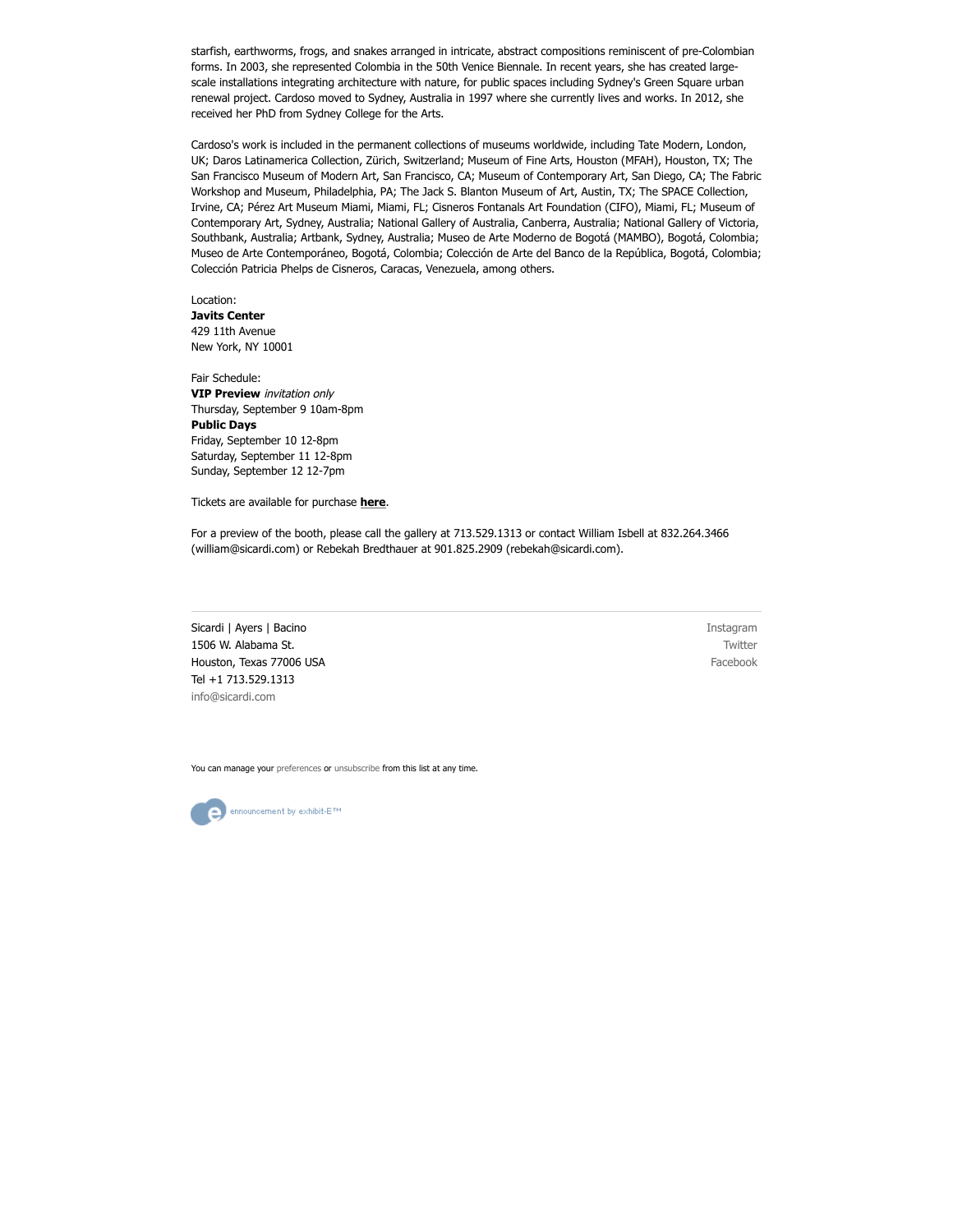starfish, earthworms, frogs, and snakes arranged in intricate, abstract compositions reminiscent of pre-Colombian forms. In 2003, she represented Colombia in the 50th Venice Biennale. In recent years, she has created large-scale installations integrating architecture with nature, for public spaces including Sydney's Green Square urban renewal project. Cardoso moved to Sydney, Australia in 1997 where she currently lives and works. In 2012, she received her PhD from Sydney College for the Arts.

Cardoso's work is included in the permanent collections of museums worldwide, including Tate Modern, London, UK; Daros Latinamerica Collection, Zürich, Switzerland; Museum of Fine Arts, Houston (MFAH), Houston, TX; The San Francisco Museum of Modern Art, San Francisco, CA; Museum of Contemporary Art, San Diego, CA; The Fabric Workshop and Museum, Philadelphia, PA; The Jack S. Blanton Museum of Art, Austin, TX; The SPACE Collection, Irvine, CA; Pérez Art Museum Miami, Miami, FL; Cisneros Fontanals Art Foundation (CIFO), Miami, FL; Museum of Contemporary Art, Sydney, Australia; National Gallery of Australia, Canberra, Australia; National Gallery of Victoria, Southbank, Australia; Artbank, Sydney, Australia; Museo de Arte Moderno de Bogotá (MAMBO), Bogotá, Colombia; Museo de Arte Contemporáneo, Bogotá, Colombia; Colección de Arte del Banco de la República, Bogotá, Colombia; Colección Patricia Phelps de Cisneros, Caracas, Venezuela, among others.

Location:
**Javits Center**
429 11th Avenue
New York, NY 10001

Fair Schedule:
**VIP Preview** *invitation only*
Thursday, September 9 10am-8pm
**Public Days**
Friday, September 10 12-8pm
Saturday, September 11 12-8pm
Sunday, September 12 12-7pm

Tickets are available for purchase **here**.

For a preview of the booth, please call the gallery at 713.529.1313 or contact William Isbell at 832.264.3466 (william@sicardi.com) or Rebekah Bredthauer at 901.825.2909 (rebekah@sicardi.com).

---

Sicardi | Ayers | Bacino
1506 W. Alabama St.
Houston, Texas 77006 USA
Tel +1 713.529.1313
info@sicardi.com

Instagram
Twitter
Facebook

You can manage your preferences or unsubscribe from this list at any time.

announcement by exhibit-E™